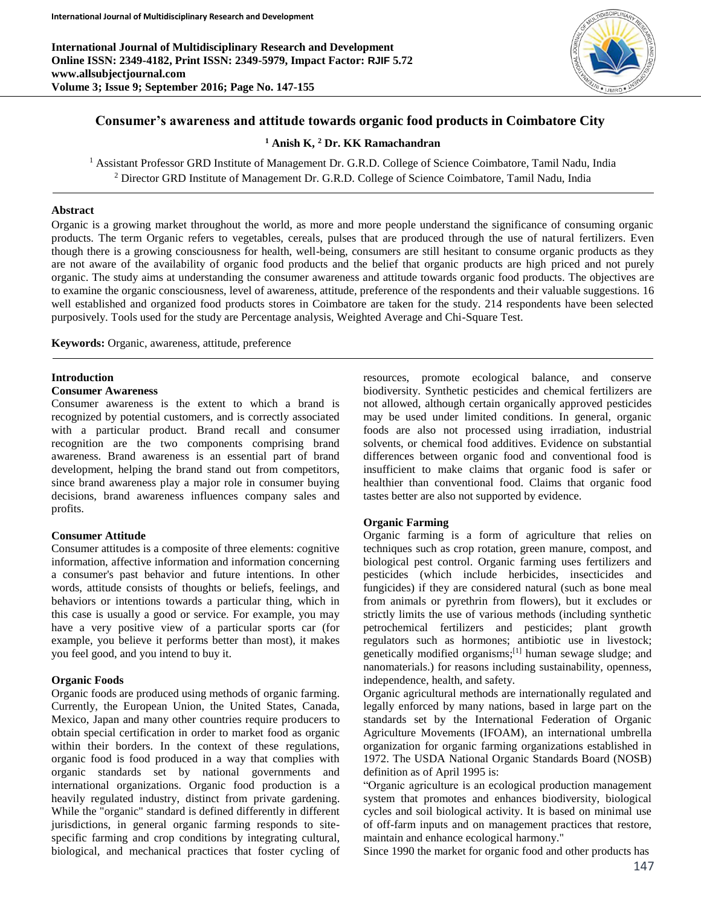# Consumer's awareness and attitude towards organic food products in Coimbatore City

**[1] Anish K, [2] Dr. KK Ramachandran**

[1] Assistant Professor GRD Institute of Management Dr. G.R.D. College of Science Coimbatore, Tamil Nadu, India
[2] Director GRD Institute of Management Dr. G.R.D. College of Science Coimbatore, Tamil Nadu, India

## Abstract

Organic is a growing market throughout the world, as more and more people understand the significance of consuming organic products. The term Organic refers to vegetables, cereals, pulses that are produced through the use of natural fertilizers. Even though there is a growing consciousness for health, well-being, consumers are still hesitant to consume organic products as they are not aware of the availability of organic food products and the belief that organic products are high priced and not purely organic. The study aims at understanding the consumer awareness and attitude towards organic food products. The objectives are to examine the organic consciousness, level of awareness, attitude, preference of the respondents and their valuable suggestions. 16 well established and organized food products stores in Coimbatore are taken for the study. 214 respondents have been selected purposively. Tools used for the study are Percentage analysis, Weighted Average and Chi-Square Test.

**Keywords:** Organic, awareness, attitude, preference

## Introduction

### Consumer Awareness

Consumer awareness is the extent to which a brand is recognized by potential customers, and is correctly associated with a particular product. Brand recall and consumer recognition are the two components comprising brand awareness. Brand awareness is an essential part of brand development, helping the brand stand out from competitors, since brand awareness play a major role in consumer buying decisions, brand awareness influences company sales and profits.

### Consumer Attitude

Consumer attitudes is a composite of three elements: cognitive information, affective information and information concerning a consumer's past behavior and future intentions. In other words, attitude consists of thoughts or beliefs, feelings, and behaviors or intentions towards a particular thing, which in this case is usually a good or service. For example, you may have a very positive view of a particular sports car (for example, you believe it performs better than most), it makes you feel good, and you intend to buy it.

### Organic Foods

Organic foods are produced using methods of organic farming. Currently, the European Union, the United States, Canada, Mexico, Japan and many other countries require producers to obtain special certification in order to market food as organic within their borders. In the context of these regulations, organic food is food produced in a way that complies with organic standards set by national governments and international organizations. Organic food production is a heavily regulated industry, distinct from private gardening. While the "organic" standard is defined differently in different jurisdictions, in general organic farming responds to site-specific farming and crop conditions by integrating cultural, biological, and mechanical practices that foster cycling of resources, promote ecological balance, and conserve biodiversity. Synthetic pesticides and chemical fertilizers are not allowed, although certain organically approved pesticides may be used under limited conditions. In general, organic foods are also not processed using irradiation, industrial solvents, or chemical food additives. Evidence on substantial differences between organic food and conventional food is insufficient to make claims that organic food is safer or healthier than conventional food. Claims that organic food tastes better are also not supported by evidence.

### Organic Farming

Organic farming is a form of agriculture that relies on techniques such as crop rotation, green manure, compost, and biological pest control. Organic farming uses fertilizers and pesticides (which include herbicides, insecticides and fungicides) if they are considered natural (such as bone meal from animals or pyrethrin from flowers), but it excludes or strictly limits the use of various methods (including synthetic petrochemical fertilizers and pesticides; plant growth regulators such as hormones; antibiotic use in livestock; genetically modified organisms;[1] human sewage sludge; and nanomaterials.) for reasons including sustainability, openness, independence, health, and safety.

Organic agricultural methods are internationally regulated and legally enforced by many nations, based in large part on the standards set by the International Federation of Organic Agriculture Movements (IFOAM), an international umbrella organization for organic farming organizations established in 1972. The USDA National Organic Standards Board (NOSB) definition as of April 1995 is:

"Organic agriculture is an ecological production management system that promotes and enhances biodiversity, biological cycles and soil biological activity. It is based on minimal use of off-farm inputs and on management practices that restore, maintain and enhance ecological harmony."

Since 1990 the market for organic food and other products has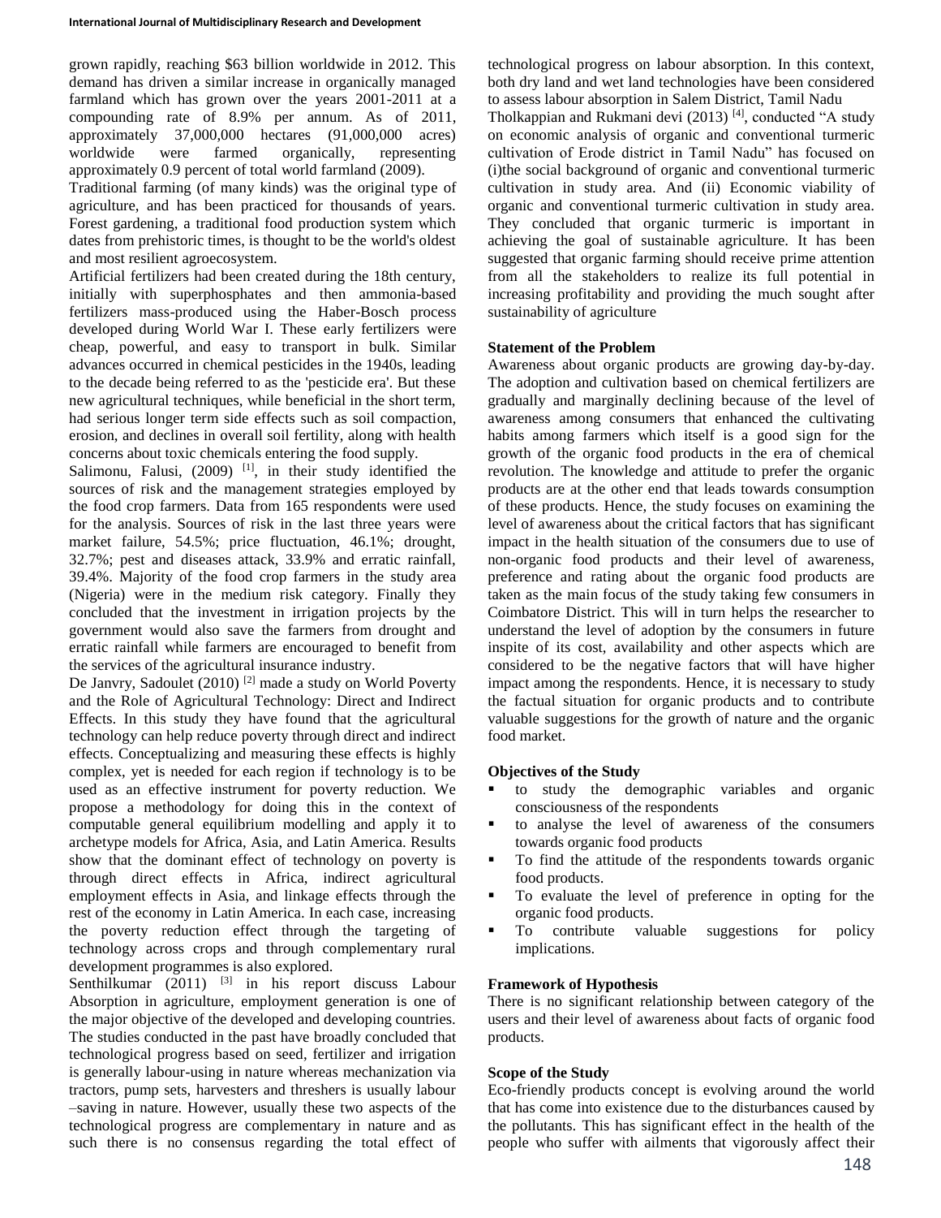grown rapidly, reaching $63 billion worldwide in 2012. This demand has driven a similar increase in organically managed farmland which has grown over the years 2001-2011 at a compounding rate of 8.9% per annum. As of 2011, approximately 37,000,000 hectares (91,000,000 acres) worldwide were farmed organically, representing approximately 0.9 percent of total world farmland (2009).

Traditional farming (of many kinds) was the original type of agriculture, and has been practiced for thousands of years. Forest gardening, a traditional food production system which dates from prehistoric times, is thought to be the world's oldest and most resilient agroecosystem.

Artificial fertilizers had been created during the 18th century, initially with superphosphates and then ammonia-based fertilizers mass-produced using the Haber-Bosch process developed during World War I. These early fertilizers were cheap, powerful, and easy to transport in bulk. Similar advances occurred in chemical pesticides in the 1940s, leading to the decade being referred to as the 'pesticide era'. But these new agricultural techniques, while beneficial in the short term, had serious longer term side effects such as soil compaction, erosion, and declines in overall soil fertility, along with health concerns about toxic chemicals entering the food supply.

Salimonu, Falusi, (2009) [1], in their study identified the sources of risk and the management strategies employed by the food crop farmers. Data from 165 respondents were used for the analysis. Sources of risk in the last three years were market failure, 54.5%; price fluctuation, 46.1%; drought, 32.7%; pest and diseases attack, 33.9% and erratic rainfall, 39.4%. Majority of the food crop farmers in the study area (Nigeria) were in the medium risk category. Finally they concluded that the investment in irrigation projects by the government would also save the farmers from drought and erratic rainfall while farmers are encouraged to benefit from the services of the agricultural insurance industry.

De Janvry, Sadoulet (2010) [2] made a study on World Poverty and the Role of Agricultural Technology: Direct and Indirect Effects. In this study they have found that the agricultural technology can help reduce poverty through direct and indirect effects. Conceptualizing and measuring these effects is highly complex, yet is needed for each region if technology is to be used as an effective instrument for poverty reduction. We propose a methodology for doing this in the context of computable general equilibrium modelling and apply it to archetype models for Africa, Asia, and Latin America. Results show that the dominant effect of technology on poverty is through direct effects in Africa, indirect agricultural employment effects in Asia, and linkage effects through the rest of the economy in Latin America. In each case, increasing the poverty reduction effect through the targeting of technology across crops and through complementary rural development programmes is also explored.

Senthilkumar (2011) [3] in his report discuss Labour Absorption in agriculture, employment generation is one of the major objective of the developed and developing countries. The studies conducted in the past have broadly concluded that technological progress based on seed, fertilizer and irrigation is generally labour-using in nature whereas mechanization via tractors, pump sets, harvesters and threshers is usually labour –saving in nature. However, usually these two aspects of the technological progress are complementary in nature and as such there is no consensus regarding the total effect of technological progress on labour absorption. In this context, both dry land and wet land technologies have been considered to assess labour absorption in Salem District, Tamil Nadu

Tholkappian and Rukmani devi (2013) [4], conducted "A study on economic analysis of organic and conventional turmeric cultivation of Erode district in Tamil Nadu" has focused on (i)the social background of organic and conventional turmeric cultivation in study area. And (ii) Economic viability of organic and conventional turmeric cultivation in study area. They concluded that organic turmeric is important in achieving the goal of sustainable agriculture. It has been suggested that organic farming should receive prime attention from all the stakeholders to realize its full potential in increasing profitability and providing the much sought after sustainability of agriculture

## Statement of the Problem

Awareness about organic products are growing day-by-day. The adoption and cultivation based on chemical fertilizers are gradually and marginally declining because of the level of awareness among consumers that enhanced the cultivating habits among farmers which itself is a good sign for the growth of the organic food products in the era of chemical revolution. The knowledge and attitude to prefer the organic products are at the other end that leads towards consumption of these products. Hence, the study focuses on examining the level of awareness about the critical factors that has significant impact in the health situation of the consumers due to use of non-organic food products and their level of awareness, preference and rating about the organic food products are taken as the main focus of the study taking few consumers in Coimbatore District. This will in turn helps the researcher to understand the level of adoption by the consumers in future inspite of its cost, availability and other aspects which are considered to be the negative factors that will have higher impact among the respondents. Hence, it is necessary to study the factual situation for organic products and to contribute valuable suggestions for the growth of nature and the organic food market.

## Objectives of the Study

- to study the demographic variables and organic consciousness of the respondents
- to analyse the level of awareness of the consumers towards organic food products
- To find the attitude of the respondents towards organic food products.
- To evaluate the level of preference in opting for the organic food products.
- To contribute valuable suggestions for policy implications.

## Framework of Hypothesis

There is no significant relationship between category of the users and their level of awareness about facts of organic food products.

## Scope of the Study

Eco-friendly products concept is evolving around the world that has come into existence due to the disturbances caused by the pollutants. This has significant effect in the health of the people who suffer with ailments that vigorously affect their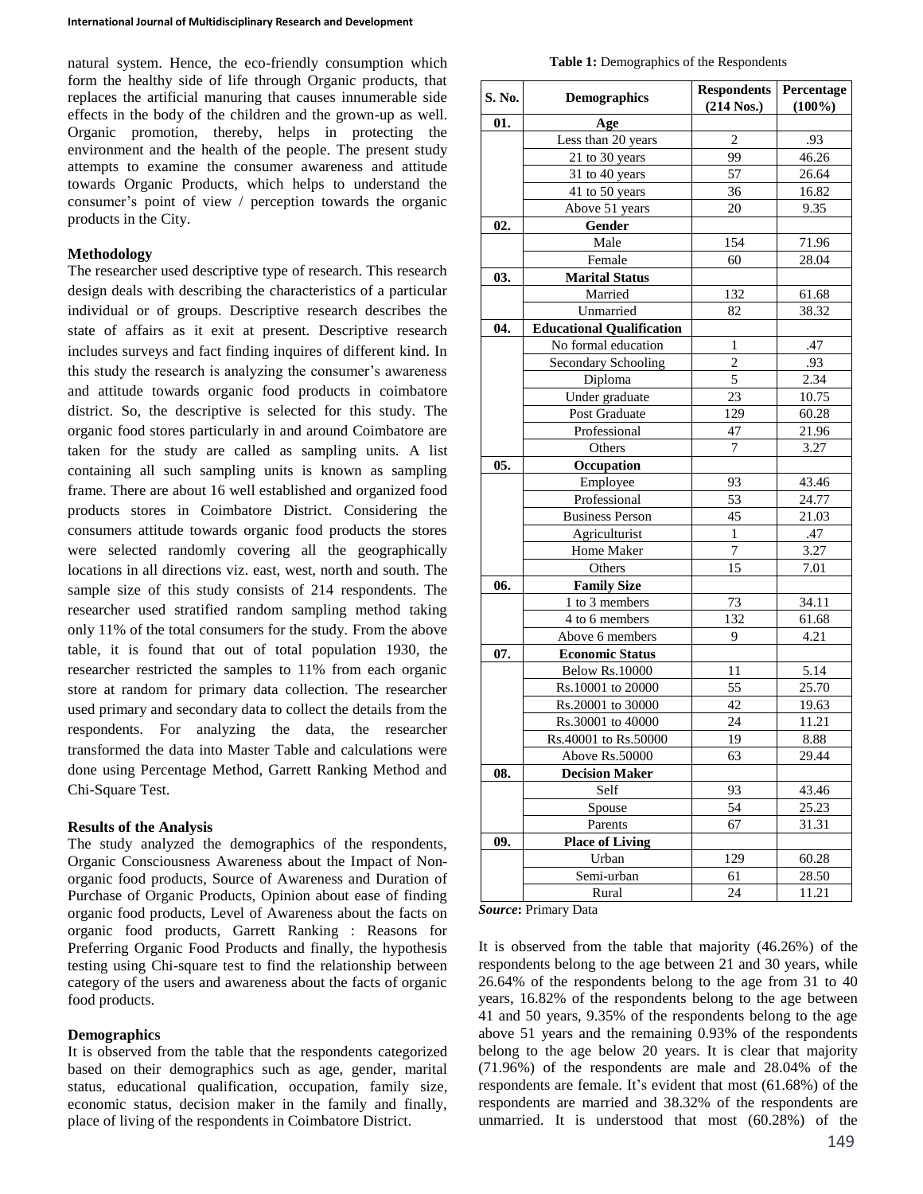natural system. Hence, the eco-friendly consumption which form the healthy side of life through Organic products, that replaces the artificial manuring that causes innumerable side effects in the body of the children and the grown-up as well. Organic promotion, thereby, helps in protecting the environment and the health of the people. The present study attempts to examine the consumer awareness and attitude towards Organic Products, which helps to understand the consumer's point of view / perception towards the organic products in the City.

**Methodology**

The researcher used descriptive type of research. This research design deals with describing the characteristics of a particular individual or of groups. Descriptive research describes the state of affairs as it exit at present. Descriptive research includes surveys and fact finding inquires of different kind. In this study the research is analyzing the consumer's awareness and attitude towards organic food products in coimbatore district. So, the descriptive is selected for this study. The organic food stores particularly in and around Coimbatore are taken for the study are called as sampling units. A list containing all such sampling units is known as sampling frame. There are about 16 well established and organized food products stores in Coimbatore District. Considering the consumers attitude towards organic food products the stores were selected randomly covering all the geographically locations in all directions viz. east, west, north and south. The sample size of this study consists of 214 respondents. The researcher used stratified random sampling method taking only 11% of the total consumers for the study. From the above table, it is found that out of total population 1930, the researcher restricted the samples to 11% from each organic store at random for primary data collection. The researcher used primary and secondary data to collect the details from the respondents. For analyzing the data, the researcher transformed the data into Master Table and calculations were done using Percentage Method, Garrett Ranking Method and Chi-Square Test.

**Results of the Analysis**

The study analyzed the demographics of the respondents, Organic Consciousness Awareness about the Impact of Non-organic food products, Source of Awareness and Duration of Purchase of Organic Products, Opinion about ease of finding organic food products, Level of Awareness about the facts on organic food products, Garrett Ranking : Reasons for Preferring Organic Food Products and finally, the hypothesis testing using Chi-square test to find the relationship between category of the users and awareness about the facts of organic food products.

**Demographics**

It is observed from the table that the respondents categorized based on their demographics such as age, gender, marital status, educational qualification, occupation, family size, economic status, decision maker in the family and finally, place of living of the respondents in Coimbatore District.

**Table 1:** Demographics of the Respondents

| S. No. | Demographics | Respondents (214 Nos.) | Percentage (100%) |
|---|---|---|---|
| **01.** | **Age** | | |
| | Less than 20 years | 2 | .93 |
| | 21 to 30 years | 99 | 46.26 |
| | 31 to 40 years | 57 | 26.64 |
| | 41 to 50 years | 36 | 16.82 |
| | Above 51 years | 20 | 9.35 |
| **02.** | **Gender** | | |
| | Male | 154 | 71.96 |
| | Female | 60 | 28.04 |
| **03.** | **Marital Status** | | |
| | Married | 132 | 61.68 |
| | Unmarried | 82 | 38.32 |
| **04.** | **Educational Qualification** | | |
| | No formal education | 1 | .47 |
| | Secondary Schooling | 2 | .93 |
| | Diploma | 5 | 2.34 |
| | Under graduate | 23 | 10.75 |
| | Post Graduate | 129 | 60.28 |
| | Professional | 47 | 21.96 |
| | Others | 7 | 3.27 |
| **05.** | **Occupation** | | |
| | Employee | 93 | 43.46 |
| | Professional | 53 | 24.77 |
| | Business Person | 45 | 21.03 |
| | Agriculturist | 1 | .47 |
| | Home Maker | 7 | 3.27 |
| | Others | 15 | 7.01 |
| **06.** | **Family Size** | | |
| | 1 to 3 members | 73 | 34.11 |
| | 4 to 6 members | 132 | 61.68 |
| | Above 6 members | 9 | 4.21 |
| **07.** | **Economic Status** | | |
| | Below Rs.10000 | 11 | 5.14 |
| | Rs.10001 to 20000 | 55 | 25.70 |
| | Rs.20001 to 30000 | 42 | 19.63 |
| | Rs.30001 to 40000 | 24 | 11.21 |
| | Rs.40001 to Rs.50000 | 19 | 8.88 |
| | Above Rs.50000 | 63 | 29.44 |
| **08.** | **Decision Maker** | | |
| | Self | 93 | 43.46 |
| | Spouse | 54 | 25.23 |
| | Parents | 67 | 31.31 |
| **09.** | **Place of Living** | | |
| | Urban | 129 | 60.28 |
| | Semi-urban | 61 | 28.50 |
| | Rural | 24 | 11.21 |

***Source*:** Primary Data

It is observed from the table that majority (46.26%) of the respondents belong to the age between 21 and 30 years, while 26.64% of the respondents belong to the age from 31 to 40 years, 16.82% of the respondents belong to the age between 41 and 50 years, 9.35% of the respondents belong to the age above 51 years and the remaining 0.93% of the respondents belong to the age below 20 years. It is clear that majority (71.96%) of the respondents are male and 28.04% of the respondents are female. It's evident that most (61.68%) of the respondents are married and 38.32% of the respondents are unmarried. It is understood that most (60.28%) of the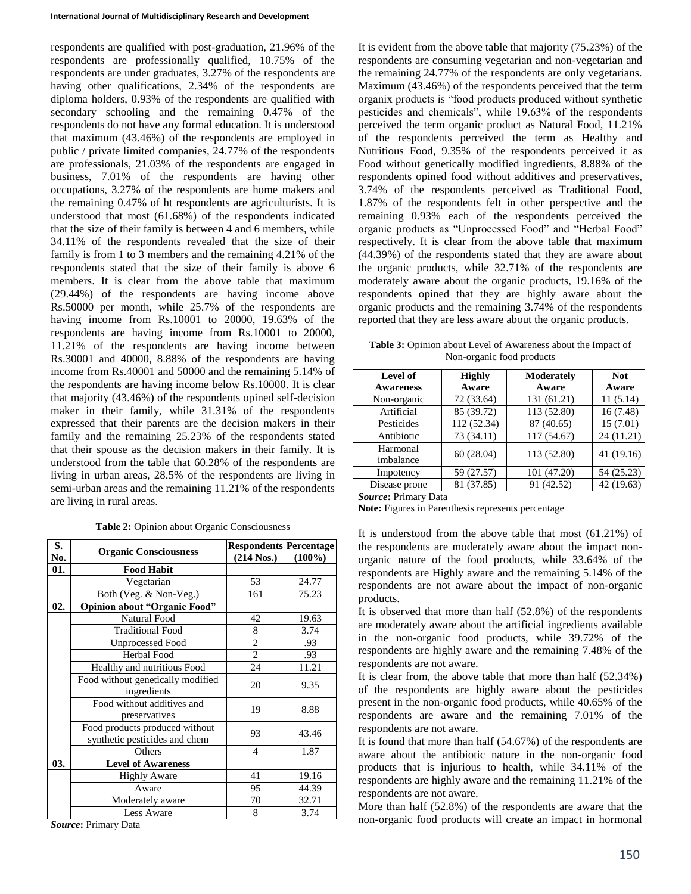respondents are qualified with post-graduation, 21.96% of the respondents are professionally qualified, 10.75% of the respondents are under graduates, 3.27% of the respondents are having other qualifications, 2.34% of the respondents are diploma holders, 0.93% of the respondents are qualified with secondary schooling and the remaining 0.47% of the respondents do not have any formal education. It is understood that maximum (43.46%) of the respondents are employed in public / private limited companies, 24.77% of the respondents are professionals, 21.03% of the respondents are engaged in business, 7.01% of the respondents are having other occupations, 3.27% of the respondents are home makers and the remaining 0.47% of ht respondents are agriculturists. It is understood that most (61.68%) of the respondents indicated that the size of their family is between 4 and 6 members, while 34.11% of the respondents revealed that the size of their family is from 1 to 3 members and the remaining 4.21% of the respondents stated that the size of their family is above 6 members. It is clear from the above table that maximum (29.44%) of the respondents are having income above Rs.50000 per month, while 25.7% of the respondents are having income from Rs.10001 to 20000, 19.63% of the respondents are having income from Rs.10001 to 20000, 11.21% of the respondents are having income between Rs.30001 and 40000, 8.88% of the respondents are having income from Rs.40001 and 50000 and the remaining 5.14% of the respondents are having income below Rs.10000. It is clear that majority (43.46%) of the respondents opined self-decision maker in their family, while 31.31% of the respondents expressed that their parents are the decision makers in their family and the remaining 25.23% of the respondents stated that their spouse as the decision makers in their family. It is understood from the table that 60.28% of the respondents are living in urban areas, 28.5% of the respondents are living in semi-urban areas and the remaining 11.21% of the respondents are living in rural areas.

**Table 2:** Opinion about Organic Consciousness

| S. No. | Organic Consciousness | Respondents (214 Nos.) | Percentage (100%) |
|---|---|---|---|
| 01. | **Food Habit** | | |
| | Vegetarian | 53 | 24.77 |
| | Both (Veg. & Non-Veg.) | 161 | 75.23 |
| 02. | **Opinion about "Organic Food"** | | |
| | Natural Food | 42 | 19.63 |
| | Traditional Food | 8 | 3.74 |
| | Unprocessed Food | 2 | .93 |
| | Herbal Food | 2 | .93 |
| | Healthy and nutritious Food | 24 | 11.21 |
| | Food without genetically modified ingredients | 20 | 9.35 |
| | Food without additives and preservatives | 19 | 8.88 |
| | Food products produced without synthetic pesticides and chem | 93 | 43.46 |
| | Others | 4 | 1.87 |
| 03. | **Level of Awareness** | | |
| | Highly Aware | 41 | 19.16 |
| | Aware | 95 | 44.39 |
| | Moderately aware | 70 | 32.71 |
| | Less Aware | 8 | 3.74 |

***Source*:** Primary Data

It is evident from the above table that majority (75.23%) of the respondents are consuming vegetarian and non-vegetarian and the remaining 24.77% of the respondents are only vegetarians. Maximum (43.46%) of the respondents perceived that the term organix products is "food products produced without synthetic pesticides and chemicals", while 19.63% of the respondents perceived the term organic product as Natural Food, 11.21% of the respondents perceived the term as Healthy and Nutritious Food, 9.35% of the respondents perceived it as Food without genetically modified ingredients, 8.88% of the respondents opined food without additives and preservatives, 3.74% of the respondents perceived as Traditional Food, 1.87% of the respondents felt in other perspective and the remaining 0.93% each of the respondents perceived the organic products as "Unprocessed Food" and "Herbal Food" respectively. It is clear from the above table that maximum (44.39%) of the respondents stated that they are aware about the organic products, while 32.71% of the respondents are moderately aware about the organic products, 19.16% of the respondents opined that they are highly aware about the organic products and the remaining 3.74% of the respondents reported that they are less aware about the organic products.

**Table 3:** Opinion about Level of Awareness about the Impact of Non-organic food products

| Level of Awareness | Highly Aware | Moderately Aware | Not Aware |
|---|---|---|---|
| Non-organic | 72 (33.64) | 131 (61.21) | 11 (5.14) |
| Artificial | 85 (39.72) | 113 (52.80) | 16 (7.48) |
| Pesticides | 112 (52.34) | 87 (40.65) | 15 (7.01) |
| Antibiotic | 73 (34.11) | 117 (54.67) | 24 (11.21) |
| Harmonal imbalance | 60 (28.04) | 113 (52.80) | 41 (19.16) |
| Impotency | 59 (27.57) | 101 (47.20) | 54 (25.23) |
| Disease prone | 81 (37.85) | 91 (42.52) | 42 (19.63) |

***Source*:** Primary Data

**Note:** Figures in Parenthesis represents percentage

It is understood from the above table that most (61.21%) of the respondents are moderately aware about the impact non-organic nature of the food products, while 33.64% of the respondents are Highly aware and the remaining 5.14% of the respondents are not aware about the impact of non-organic products.

It is observed that more than half (52.8%) of the respondents are moderately aware about the artificial ingredients available in the non-organic food products, while 39.72% of the respondents are highly aware and the remaining 7.48% of the respondents are not aware.

It is clear from, the above table that more than half (52.34%) of the respondents are highly aware about the pesticides present in the non-organic food products, while 40.65% of the respondents are aware and the remaining 7.01% of the respondents are not aware.

It is found that more than half (54.67%) of the respondents are aware about the antibiotic nature in the non-organic food products that is injurious to health, while 34.11% of the respondents are highly aware and the remaining 11.21% of the respondents are not aware.

More than half (52.8%) of the respondents are aware that the non-organic food products will create an impact in hormonal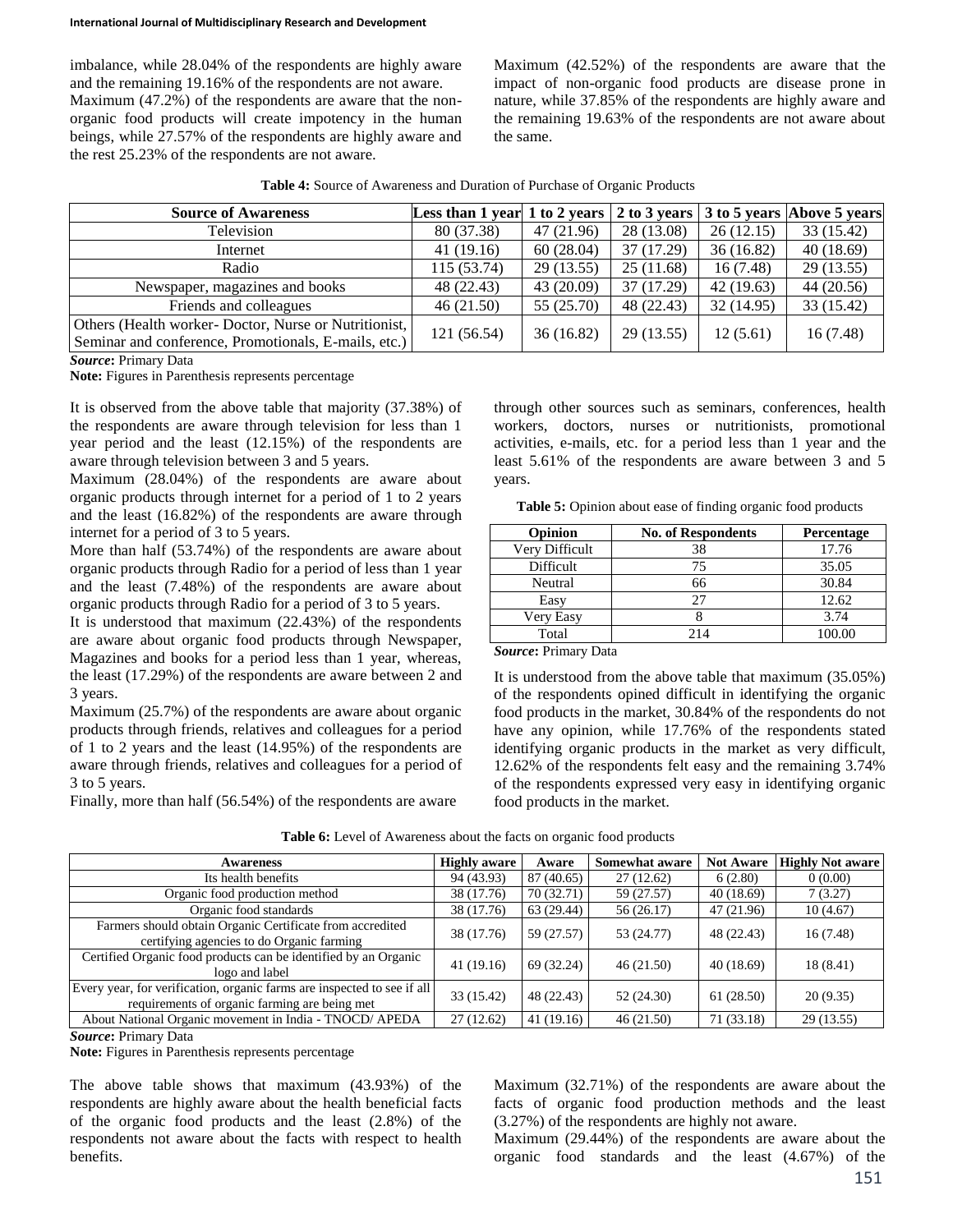imbalance, while 28.04% of the respondents are highly aware and the remaining 19.16% of the respondents are not aware.

Maximum (47.2%) of the respondents are aware that the non-organic food products will create impotency in the human beings, while 27.57% of the respondents are highly aware and the rest 25.23% of the respondents are not aware.

Maximum (42.52%) of the respondents are aware that the impact of non-organic food products are disease prone in nature, while 37.85% of the respondents are highly aware and the remaining 19.63% of the respondents are not aware about the same.

**Table 4:** Source of Awareness and Duration of Purchase of Organic Products

| Source of Awareness | Less than 1 year | 1 to 2 years | 2 to 3 years | 3 to 5 years | Above 5 years |
|---|---|---|---|---|---|
| Television | 80 (37.38) | 47 (21.96) | 28 (13.08) | 26 (12.15) | 33 (15.42) |
| Internet | 41 (19.16) | 60 (28.04) | 37 (17.29) | 36 (16.82) | 40 (18.69) |
| Radio | 115 (53.74) | 29 (13.55) | 25 (11.68) | 16 (7.48) | 29 (13.55) |
| Newspaper, magazines and books | 48 (22.43) | 43 (20.09) | 37 (17.29) | 42 (19.63) | 44 (20.56) |
| Friends and colleagues | 46 (21.50) | 55 (25.70) | 48 (22.43) | 32 (14.95) | 33 (15.42) |
| Others (Health worker- Doctor, Nurse or Nutritionist, Seminar and conference, Promotionals, E-mails, etc.) | 121 (56.54) | 36 (16.82) | 29 (13.55) | 12 (5.61) | 16 (7.48) |

***Source*:** Primary Data

**Note:** Figures in Parenthesis represents percentage

It is observed from the above table that majority (37.38%) of the respondents are aware through television for less than 1 year period and the least (12.15%) of the respondents are aware through television between 3 and 5 years.

Maximum (28.04%) of the respondents are aware about organic products through internet for a period of 1 to 2 years and the least (16.82%) of the respondents are aware through internet for a period of 3 to 5 years.

More than half (53.74%) of the respondents are aware about organic products through Radio for a period of less than 1 year and the least (7.48%) of the respondents are aware about organic products through Radio for a period of 3 to 5 years.

It is understood that maximum (22.43%) of the respondents are aware about organic food products through Newspaper, Magazines and books for a period less than 1 year, whereas, the least (17.29%) of the respondents are aware between 2 and 3 years.

Maximum (25.7%) of the respondents are aware about organic products through friends, relatives and colleagues for a period of 1 to 2 years and the least (14.95%) of the respondents are aware through friends, relatives and colleagues for a period of 3 to 5 years.

Finally, more than half (56.54%) of the respondents are aware through other sources such as seminars, conferences, health workers, doctors, nurses or nutritionists, promotional activities, e-mails, etc. for a period less than 1 year and the least 5.61% of the respondents are aware between 3 and 5 years.

**Table 5:** Opinion about ease of finding organic food products

| Opinion | No. of Respondents | Percentage |
|---|---|---|
| Very Difficult | 38 | 17.76 |
| Difficult | 75 | 35.05 |
| Neutral | 66 | 30.84 |
| Easy | 27 | 12.62 |
| Very Easy | 8 | 3.74 |
| Total | 214 | 100.00 |

***Source*:** Primary Data

It is understood from the above table that maximum (35.05%) of the respondents opined difficult in identifying the organic food products in the market, 30.84% of the respondents do not have any opinion, while 17.76% of the respondents stated identifying organic products in the market as very difficult, 12.62% of the respondents felt easy and the remaining 3.74% of the respondents expressed very easy in identifying organic food products in the market.

**Table 6:** Level of Awareness about the facts on organic food products

| Awareness | Highly aware | Aware | Somewhat aware | Not Aware | Highly Not aware |
|---|---|---|---|---|---|
| Its health benefits | 94 (43.93) | 87 (40.65) | 27 (12.62) | 6 (2.80) | 0 (0.00) |
| Organic food production method | 38 (17.76) | 70 (32.71) | 59 (27.57) | 40 (18.69) | 7 (3.27) |
| Organic food standards | 38 (17.76) | 63 (29.44) | 56 (26.17) | 47 (21.96) | 10 (4.67) |
| Farmers should obtain Organic Certificate from accredited certifying agencies to do Organic farming | 38 (17.76) | 59 (27.57) | 53 (24.77) | 48 (22.43) | 16 (7.48) |
| Certified Organic food products can be identified by an Organic logo and label | 41 (19.16) | 69 (32.24) | 46 (21.50) | 40 (18.69) | 18 (8.41) |
| Every year, for verification, organic farms are inspected to see if all requirements of organic farming are being met | 33 (15.42) | 48 (22.43) | 52 (24.30) | 61 (28.50) | 20 (9.35) |
| About National Organic movement in India - TNOCD/ APEDA | 27 (12.62) | 41 (19.16) | 46 (21.50) | 71 (33.18) | 29 (13.55) |

***Source*:** Primary Data

**Note:** Figures in Parenthesis represents percentage

The above table shows that maximum (43.93%) of the respondents are highly aware about the health beneficial facts of the organic food products and the least (2.8%) of the respondents not aware about the facts with respect to health benefits.

Maximum (32.71%) of the respondents are aware about the facts of organic food production methods and the least (3.27%) of the respondents are highly not aware.

Maximum (29.44%) of the respondents are aware about the organic food standards and the least (4.67%) of the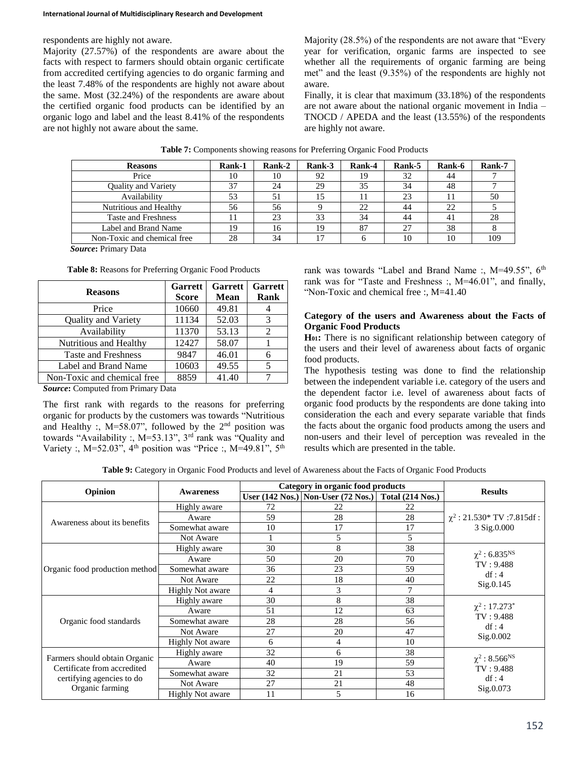respondents are highly not aware.

Majority (27.57%) of the respondents are aware about the facts with respect to farmers should obtain organic certificate from accredited certifying agencies to do organic farming and the least 7.48% of the respondents are highly not aware about the same. Most (32.24%) of the respondents are aware about the certified organic food products can be identified by an organic logo and label and the least 8.41% of the respondents are not highly not aware about the same.

Majority (28.5%) of the respondents are not aware that "Every year for verification, organic farms are inspected to see whether all the requirements of organic farming are being met" and the least (9.35%) of the respondents are highly not aware.

Finally, it is clear that maximum (33.18%) of the respondents are not aware about the national organic movement in India – TNOCD / APEDA and the least (13.55%) of the respondents are highly not aware.

**Table 7:** Components showing reasons for Preferring Organic Food Products

| Reasons | Rank-1 | Rank-2 | Rank-3 | Rank-4 | Rank-5 | Rank-6 | Rank-7 |
|---|---|---|---|---|---|---|---|
| Price | 10 | 10 | 92 | 19 | 32 | 44 | 7 |
| Quality and Variety | 37 | 24 | 29 | 35 | 34 | 48 | 7 |
| Availability | 53 | 51 | 15 | 11 | 23 | 11 | 50 |
| Nutritious and Healthy | 56 | 56 | 9 | 22 | 44 | 22 | 5 |
| Taste and Freshness | 11 | 23 | 33 | 34 | 44 | 41 | 28 |
| Label and Brand Name | 19 | 16 | 19 | 87 | 27 | 38 | 8 |
| Non-Toxic and chemical free | 28 | 34 | 17 | 6 | 10 | 10 | 109 |

***Source*:** Primary Data

**Table 8:** Reasons for Preferring Organic Food Products

| Reasons | Garrett Score | Garrett Mean | Garrett Rank |
|---|---|---|---|
| Price | 10660 | 49.81 | 4 |
| Quality and Variety | 11134 | 52.03 | 3 |
| Availability | 11370 | 53.13 | 2 |
| Nutritious and Healthy | 12427 | 58.07 | 1 |
| Taste and Freshness | 9847 | 46.01 | 6 |
| Label and Brand Name | 10603 | 49.55 | 5 |
| Non-Toxic and chemical free | 8859 | 41.40 | 7 |

***Source*:** Computed from Primary Data

The first rank with regards to the reasons for preferring organic for products by the customers was towards "Nutritious and Healthy :, M=58.07", followed by the 2nd position was towards "Availability :, M=53.13", 3rd rank was "Quality and Variety :, M=52.03", 4th position was "Price :, M=49.81", 5th rank was towards "Label and Brand Name :, M=49.55", 6th rank was for "Taste and Freshness :, M=46.01", and finally, "Non-Toxic and chemical free :, M=41.40

### Category of the users and Awareness about the Facts of Organic Food Products

**$H_{01}$:** There is no significant relationship between category of the users and their level of awareness about facts of organic food products.

The hypothesis testing was done to find the relationship between the independent variable i.e. category of the users and the dependent factor i.e. level of awareness about facts of organic food products by the respondents are done taking into consideration the each and every separate variable that finds the facts about the organic food products among the users and non-users and their level of perception was revealed in the results which are presented in the table.

**Table 9:** Category in Organic Food Products and level of Awareness about the Facts of Organic Food Products

| Opinion | Awareness | Category in organic food products | | | Results |
|---|---|---|---|---|---|
| | | User (142 Nos.) | Non-User (72 Nos.) | Total (214 Nos.) | |
| Awareness about its benefits | Highly aware | 72 | 22 | 22 | $\chi^2$ : 21.530* TV :7.815df : 3 Sig.0.000 |
| | Aware | 59 | 28 | 28 | |
| | Somewhat aware | 10 | 17 | 17 | |
| | Not Aware | 1 | 5 | 5 | |
| Organic food production method | Highly aware | 30 | 8 | 38 | $\chi^2$ : 6.835$^{NS}$ TV : 9.488 df : 4 Sig.0.145 |
| | Aware | 50 | 20 | 70 | |
| | Somewhat aware | 36 | 23 | 59 | |
| | Not Aware | 22 | 18 | 40 | |
| | Highly Not aware | 4 | 3 | 7 | |
| Organic food standards | Highly aware | 30 | 8 | 38 | $\chi^2$ : 17.273* TV : 9.488 df : 4 Sig.0.002 |
| | Aware | 51 | 12 | 63 | |
| | Somewhat aware | 28 | 28 | 56 | |
| | Not Aware | 27 | 20 | 47 | |
| | Highly Not aware | 6 | 4 | 10 | |
| Farmers should obtain Organic Certificate from accredited certifying agencies to do Organic farming | Highly aware | 32 | 6 | 38 | $\chi^2$ : 8.566$^{NS}$ TV : 9.488 df : 4 Sig.0.073 |
| | Aware | 40 | 19 | 59 | |
| | Somewhat aware | 32 | 21 | 53 | |
| | Not Aware | 27 | 21 | 48 | |
| | Highly Not aware | 11 | 5 | 16 | |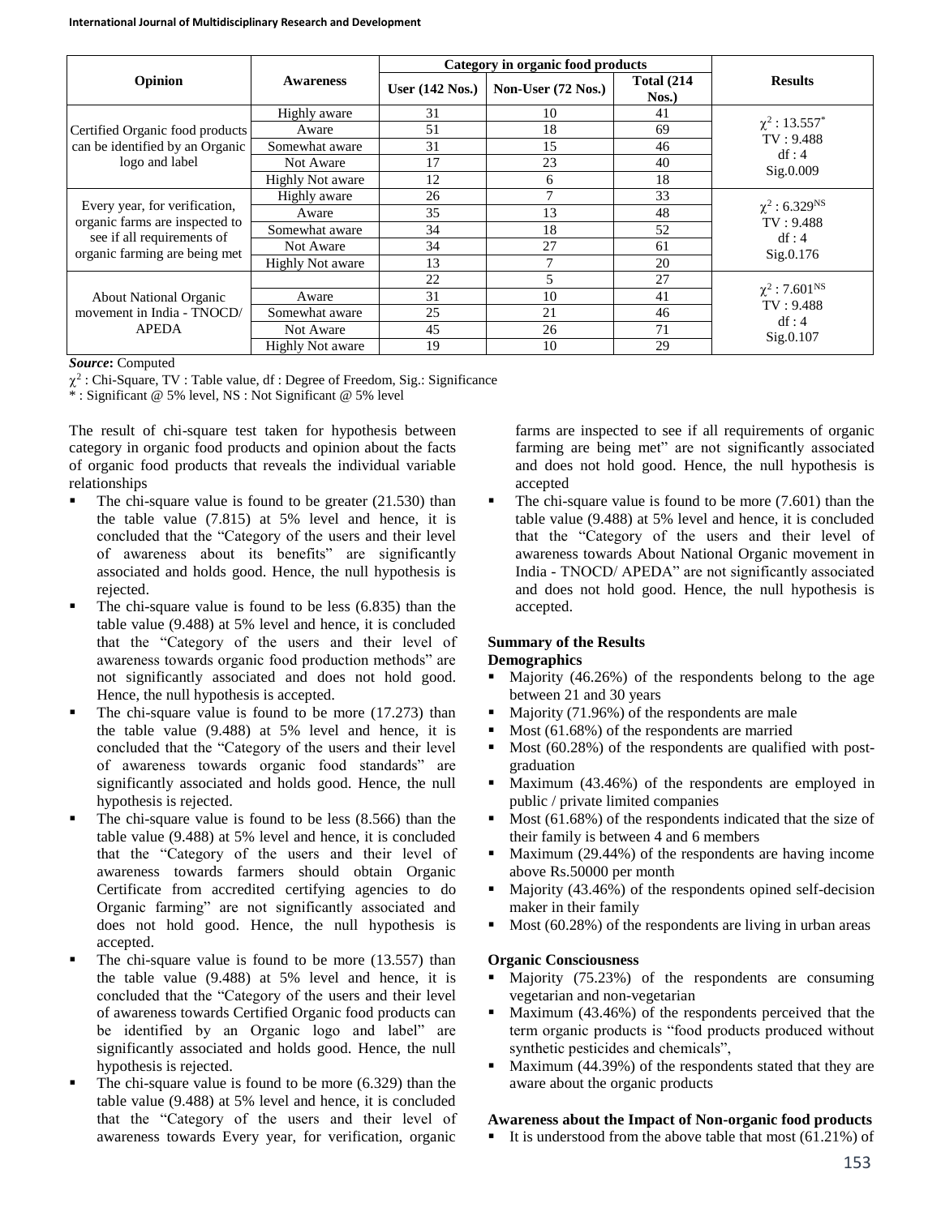| Opinion | Awareness | Category in organic food products | | | Results |
|---|---|---|---|---|---|
| | | User (142 Nos.) | Non-User (72 Nos.) | Total (214 Nos.) | |
| Certified Organic food products can be identified by an Organic logo and label | Highly aware | 31 | 10 | 41 | $\chi^2$ : 13.557* TV : 9.488 df : 4 Sig.0.009 |
| | Aware | 51 | 18 | 69 | |
| | Somewhat aware | 31 | 15 | 46 | |
| | Not Aware | 17 | 23 | 40 | |
| | Highly Not aware | 12 | 6 | 18 | |
| Every year, for verification, organic farms are inspected to see if all requirements of organic farming are being met | Highly aware | 26 | 7 | 33 | $\chi^2$ : 6.329NS TV : 9.488 df : 4 Sig.0.176 |
| | Aware | 35 | 13 | 48 | |
| | Somewhat aware | 34 | 18 | 52 | |
| | Not Aware | 34 | 27 | 61 | |
| | Highly Not aware | 13 | 7 | 20 | |
| About National Organic movement in India - TNOCD/ APEDA | | 22 | 5 | 27 | $\chi^2$ : 7.601NS TV : 9.488 df : 4 Sig.0.107 |
| | Aware | 31 | 10 | 41 | |
| | Somewhat aware | 25 | 21 | 46 | |
| | Not Aware | 45 | 26 | 71 | |
| | Highly Not aware | 19 | 10 | 29 | |

***Source*:** Computed

$\chi^2$ : Chi-Square, TV : Table value, df : Degree of Freedom, Sig.: Significance

\* : Significant @ 5% level, NS : Not Significant @ 5% level

The result of chi-square test taken for hypothesis between category in organic food products and opinion about the facts of organic food products that reveals the individual variable relationships

- The chi-square value is found to be greater (21.530) than the table value (7.815) at 5% level and hence, it is concluded that the "Category of the users and their level of awareness about its benefits" are significantly associated and holds good. Hence, the null hypothesis is rejected.
- The chi-square value is found to be less (6.835) than the table value (9.488) at 5% level and hence, it is concluded that the "Category of the users and their level of awareness towards organic food production methods" are not significantly associated and does not hold good. Hence, the null hypothesis is accepted.
- The chi-square value is found to be more (17.273) than the table value (9.488) at 5% level and hence, it is concluded that the "Category of the users and their level of awareness towards organic food standards" are significantly associated and holds good. Hence, the null hypothesis is rejected.
- The chi-square value is found to be less (8.566) than the table value (9.488) at 5% level and hence, it is concluded that the "Category of the users and their level of awareness towards farmers should obtain Organic Certificate from accredited certifying agencies to do Organic farming" are not significantly associated and does not hold good. Hence, the null hypothesis is accepted.
- The chi-square value is found to be more (13.557) than the table value (9.488) at 5% level and hence, it is concluded that the "Category of the users and their level of awareness towards Certified Organic food products can be identified by an Organic logo and label" are significantly associated and holds good. Hence, the null hypothesis is rejected.
- The chi-square value is found to be more (6.329) than the table value (9.488) at 5% level and hence, it is concluded that the "Category of the users and their level of awareness towards Every year, for verification, organic farms are inspected to see if all requirements of organic farming are being met" are not significantly associated and does not hold good. Hence, the null hypothesis is accepted
- The chi-square value is found to be more (7.601) than the table value (9.488) at 5% level and hence, it is concluded that the "Category of the users and their level of awareness towards About National Organic movement in India - TNOCD/ APEDA" are not significantly associated and does not hold good. Hence, the null hypothesis is accepted.

**Summary of the Results**

**Demographics**

- Majority (46.26%) of the respondents belong to the age between 21 and 30 years
- Majority (71.96%) of the respondents are male
- Most (61.68%) of the respondents are married
- Most (60.28%) of the respondents are qualified with post-graduation
- Maximum (43.46%) of the respondents are employed in public / private limited companies
- Most (61.68%) of the respondents indicated that the size of their family is between 4 and 6 members
- Maximum (29.44%) of the respondents are having income above Rs.50000 per month
- Majority (43.46%) of the respondents opined self-decision maker in their family
- Most (60.28%) of the respondents are living in urban areas

**Organic Consciousness**

- Majority (75.23%) of the respondents are consuming vegetarian and non-vegetarian
- Maximum (43.46%) of the respondents perceived that the term organic products is "food products produced without synthetic pesticides and chemicals",
- Maximum (44.39%) of the respondents stated that they are aware about the organic products

**Awareness about the Impact of Non-organic food products**

- It is understood from the above table that most (61.21%) of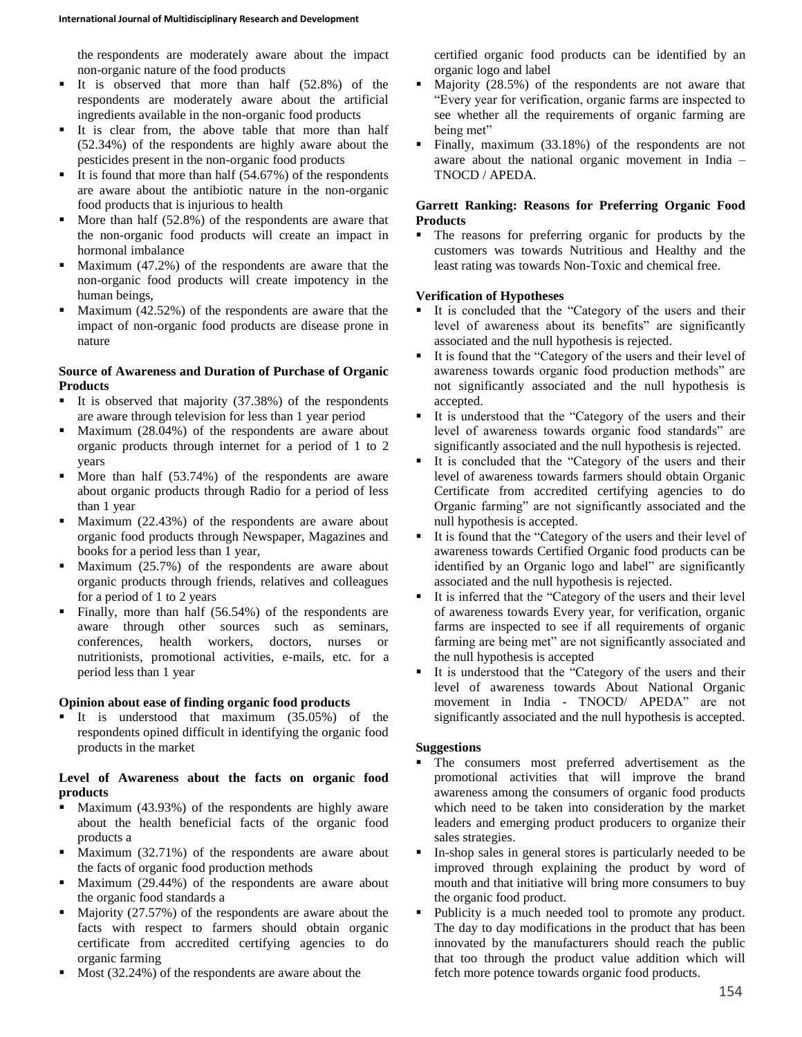the respondents are moderately aware about the impact non-organic nature of the food products

- It is observed that more than half (52.8%) of the respondents are moderately aware about the artificial ingredients available in the non-organic food products
- It is clear from, the above table that more than half (52.34%) of the respondents are highly aware about the pesticides present in the non-organic food products
- It is found that more than half (54.67%) of the respondents are aware about the antibiotic nature in the non-organic food products that is injurious to health
- More than half (52.8%) of the respondents are aware that the non-organic food products will create an impact in hormonal imbalance
- Maximum (47.2%) of the respondents are aware that the non-organic food products will create impotency in the human beings,
- Maximum (42.52%) of the respondents are aware that the impact of non-organic food products are disease prone in nature

**Source of Awareness and Duration of Purchase of Organic Products**

- It is observed that majority (37.38%) of the respondents are aware through television for less than 1 year period
- Maximum (28.04%) of the respondents are aware about organic products through internet for a period of 1 to 2 years
- More than half (53.74%) of the respondents are aware about organic products through Radio for a period of less than 1 year
- Maximum (22.43%) of the respondents are aware about organic food products through Newspaper, Magazines and books for a period less than 1 year,
- Maximum (25.7%) of the respondents are aware about organic products through friends, relatives and colleagues for a period of 1 to 2 years
- Finally, more than half (56.54%) of the respondents are aware through other sources such as seminars, conferences, health workers, doctors, nurses or nutritionists, promotional activities, e-mails, etc. for a period less than 1 year

**Opinion about ease of finding organic food products**

- It is understood that maximum (35.05%) of the respondents opined difficult in identifying the organic food products in the market

**Level of Awareness about the facts on organic food products**

- Maximum (43.93%) of the respondents are highly aware about the health beneficial facts of the organic food products a
- Maximum (32.71%) of the respondents are aware about the facts of organic food production methods
- Maximum (29.44%) of the respondents are aware about the organic food standards a
- Majority (27.57%) of the respondents are aware about the facts with respect to farmers should obtain organic certificate from accredited certifying agencies to do organic farming
- Most (32.24%) of the respondents are aware about the certified organic food products can be identified by an organic logo and label
- Majority (28.5%) of the respondents are not aware that "Every year for verification, organic farms are inspected to see whether all the requirements of organic farming are being met"
- Finally, maximum (33.18%) of the respondents are not aware about the national organic movement in India – TNOCD / APEDA.

**Garrett Ranking: Reasons for Preferring Organic Food Products**

- The reasons for preferring organic for products by the customers was towards Nutritious and Healthy and the least rating was towards Non-Toxic and chemical free.

**Verification of Hypotheses**

- It is concluded that the "Category of the users and their level of awareness about its benefits" are significantly associated and the null hypothesis is rejected.
- It is found that the "Category of the users and their level of awareness towards organic food production methods" are not significantly associated and the null hypothesis is accepted.
- It is understood that the "Category of the users and their level of awareness towards organic food standards" are significantly associated and the null hypothesis is rejected.
- It is concluded that the "Category of the users and their level of awareness towards farmers should obtain Organic Certificate from accredited certifying agencies to do Organic farming" are not significantly associated and the null hypothesis is accepted.
- It is found that the "Category of the users and their level of awareness towards Certified Organic food products can be identified by an Organic logo and label" are significantly associated and the null hypothesis is rejected.
- It is inferred that the "Category of the users and their level of awareness towards Every year, for verification, organic farms are inspected to see if all requirements of organic farming are being met" are not significantly associated and the null hypothesis is accepted
- It is understood that the "Category of the users and their level of awareness towards About National Organic movement in India - TNOCD/ APEDA" are not significantly associated and the null hypothesis is accepted.

**Suggestions**

- The consumers most preferred advertisement as the promotional activities that will improve the brand awareness among the consumers of organic food products which need to be taken into consideration by the market leaders and emerging product producers to organize their sales strategies.
- In-shop sales in general stores is particularly needed to be improved through explaining the product by word of mouth and that initiative will bring more consumers to buy the organic food product.
- Publicity is a much needed tool to promote any product. The day to day modifications in the product that has been innovated by the manufacturers should reach the public that too through the product value addition which will fetch more potence towards organic food products.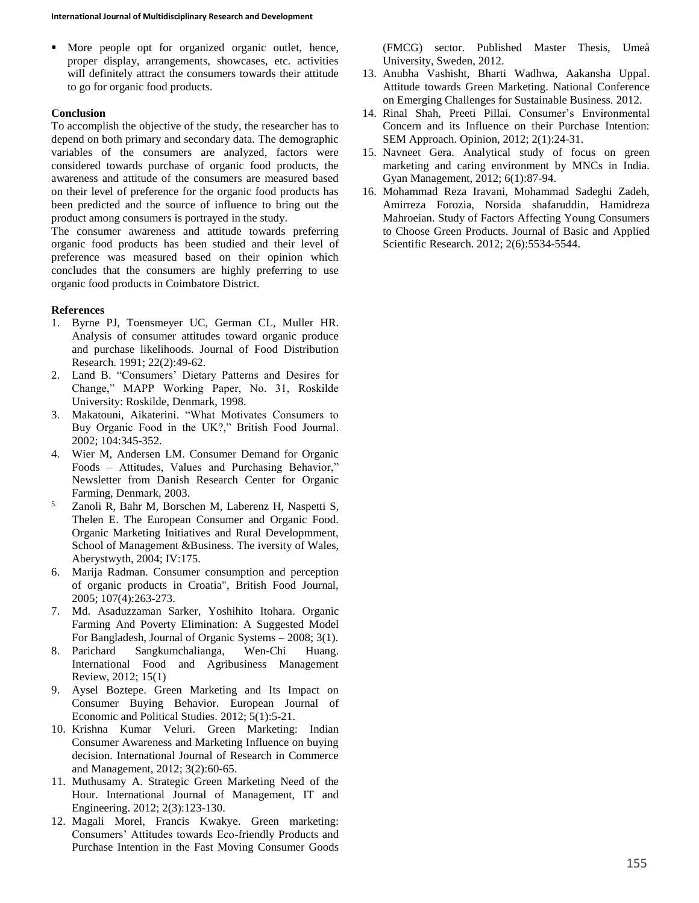- More people opt for organized organic outlet, hence, proper display, arrangements, showcases, etc. activities will definitely attract the consumers towards their attitude to go for organic food products.

## Conclusion

To accomplish the objective of the study, the researcher has to depend on both primary and secondary data. The demographic variables of the consumers are analyzed, factors were considered towards purchase of organic food products, the awareness and attitude of the consumers are measured based on their level of preference for the organic food products has been predicted and the source of influence to bring out the product among consumers is portrayed in the study.

The consumer awareness and attitude towards preferring organic food products has been studied and their level of preference was measured based on their opinion which concludes that the consumers are highly preferring to use organic food products in Coimbatore District.

## References

1. Byrne PJ, Toensmeyer UC, German CL, Muller HR. Analysis of consumer attitudes toward organic produce and purchase likelihoods. Journal of Food Distribution Research. 1991; 22(2):49-62.
2. Land B. "Consumers' Dietary Patterns and Desires for Change," MAPP Working Paper, No. 31, Roskilde University: Roskilde, Denmark, 1998.
3. Makatouni, Aikaterini. "What Motivates Consumers to Buy Organic Food in the UK?," British Food Journal. 2002; 104:345-352.
4. Wier M, Andersen LM. Consumer Demand for Organic Foods – Attitudes, Values and Purchasing Behavior," Newsletter from Danish Research Center for Organic Farming, Denmark, 2003.
5. Zanoli R, Bahr M, Borschen M, Laberenz H, Naspetti S, Thelen E. The European Consumer and Organic Food. Organic Marketing Initiatives and Rural Developmment, School of Management &Business. The iversity of Wales, Aberystwyth, 2004; IV:175.
6. Marija Radman. Consumer consumption and perception of organic products in Croatia", British Food Journal, 2005; 107(4):263-273.
7. Md. Asaduzzaman Sarker, Yoshihito Itohara. Organic Farming And Poverty Elimination: A Suggested Model For Bangladesh, Journal of Organic Systems – 2008; 3(1).
8. Parichard Sangkumchalianga, Wen-Chi Huang. International Food and Agribusiness Management Review, 2012; 15(1)
9. Aysel Boztepe. Green Marketing and Its Impact on Consumer Buying Behavior. European Journal of Economic and Political Studies. 2012; 5(1):5-21.
10. Krishna Kumar Veluri. Green Marketing: Indian Consumer Awareness and Marketing Influence on buying decision. International Journal of Research in Commerce and Management, 2012; 3(2):60-65.
11. Muthusamy A. Strategic Green Marketing Need of the Hour. International Journal of Management, IT and Engineering. 2012; 2(3):123-130.
12. Magali Morel, Francis Kwakye. Green marketing: Consumers' Attitudes towards Eco-friendly Products and Purchase Intention in the Fast Moving Consumer Goods (FMCG) sector. Published Master Thesis, Umeå University, Sweden, 2012.
13. Anubha Vashisht, Bharti Wadhwa, Aakansha Uppal. Attitude towards Green Marketing. National Conference on Emerging Challenges for Sustainable Business. 2012.
14. Rinal Shah, Preeti Pillai. Consumer's Environmental Concern and its Influence on their Purchase Intention: SEM Approach. Opinion, 2012; 2(1):24-31.
15. Navneet Gera. Analytical study of focus on green marketing and caring environment by MNCs in India. Gyan Management, 2012; 6(1):87-94.
16. Mohammad Reza Iravani, Mohammad Sadeghi Zadeh, Amirreza Forozia, Norsida shafaruddin, Hamidreza Mahroeian. Study of Factors Affecting Young Consumers to Choose Green Products. Journal of Basic and Applied Scientific Research. 2012; 2(6):5534-5544.